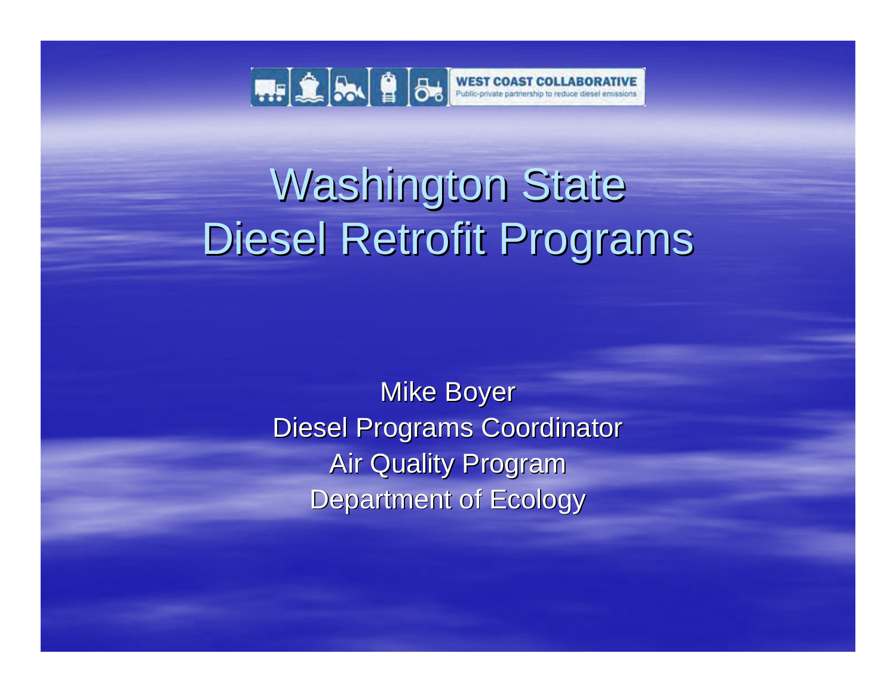WEST COAST COLLABORATIVE

Public-private partnership to reduce diesel emissions

# Washington State Diesel Retrofit Programs

Mike Boyer

Diesel Programs Coordinator

Air Quality Program

Department of Ecology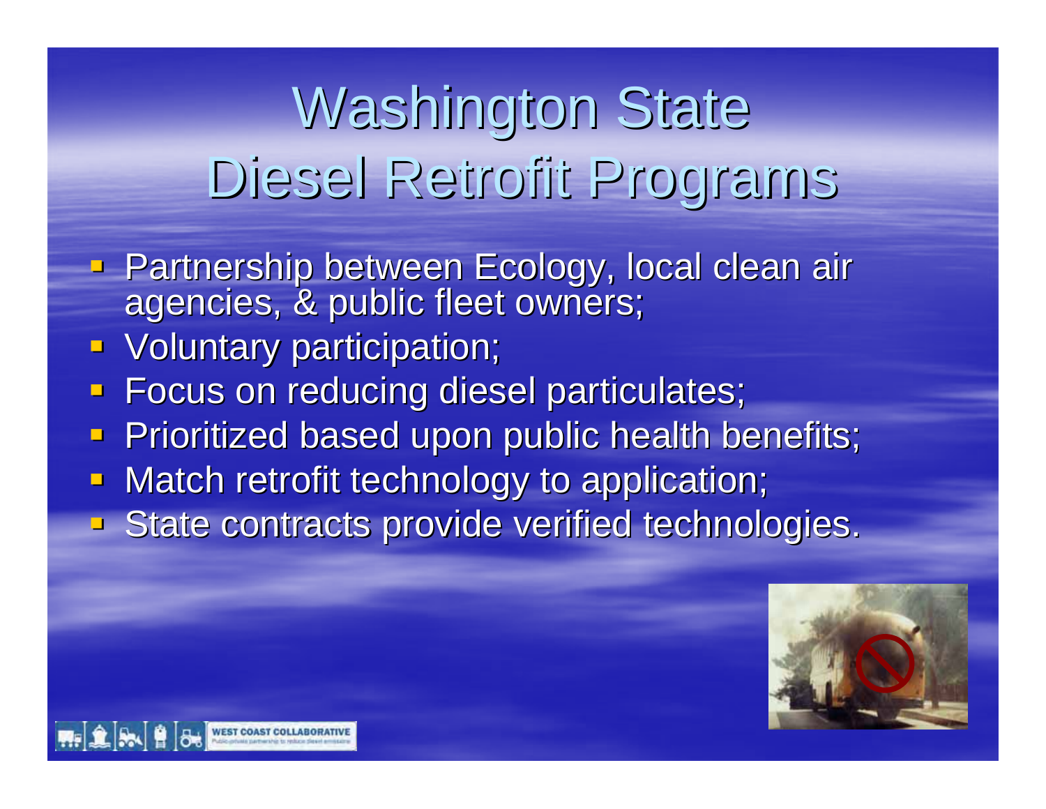# Washington State Diesel Retrofit Programs

- Partnership between Ecology, local clean air agencies, & public fleet owners;
- Voluntary participation;
- Focus on reducing diesel particulates;
- Prioritized based upon public health benefits;
- Match retrofit technology to application;
- State contracts provide verified technologies.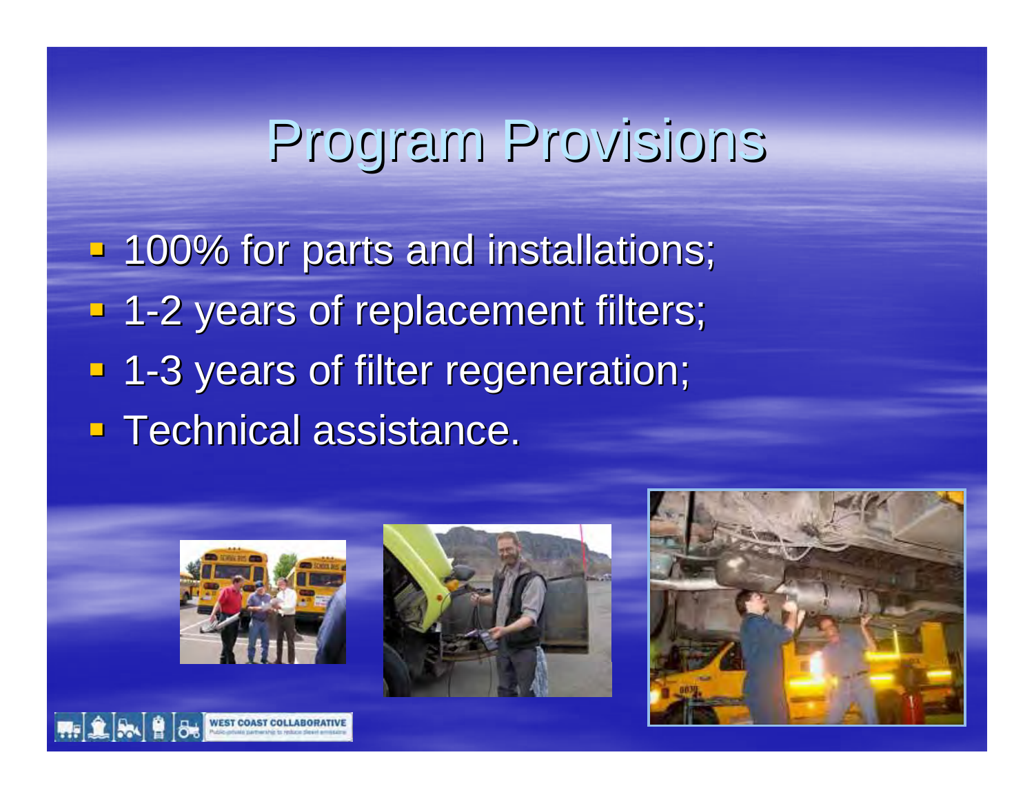# Program Provisions

- 100% for parts and installations;
- 1-2 years of replacement filters;
- 1-3 years of filter regeneration;
- Technical assistance.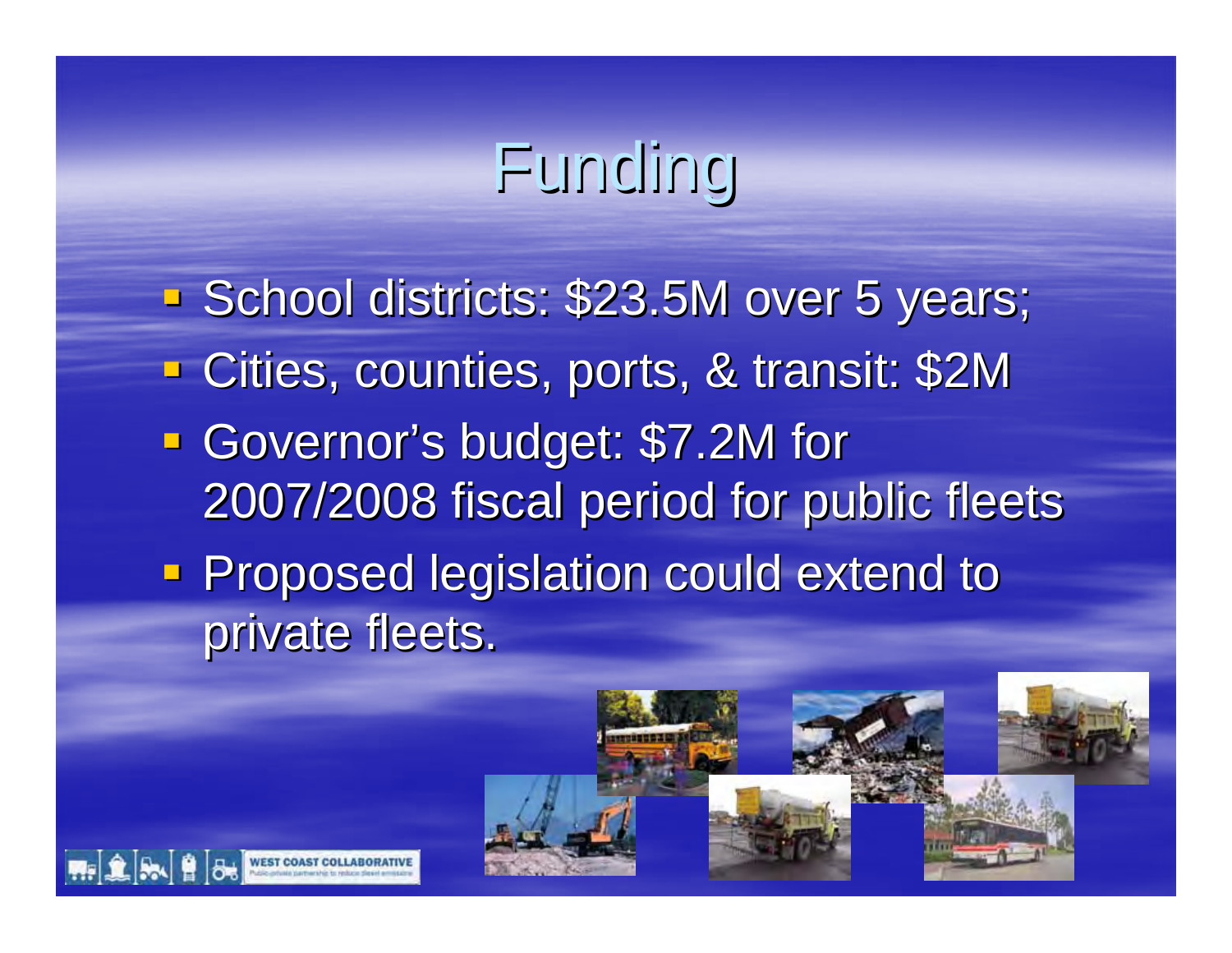# Funding

- School districts: $23.5M over 5 years;
- Cities, counties, ports, & transit: $2M
- Governor's budget: $7.2M for 2007/2008 fiscal period for public fleets
- Proposed legislation could extend to private fleets.

WEST COAST COLLABORATIVE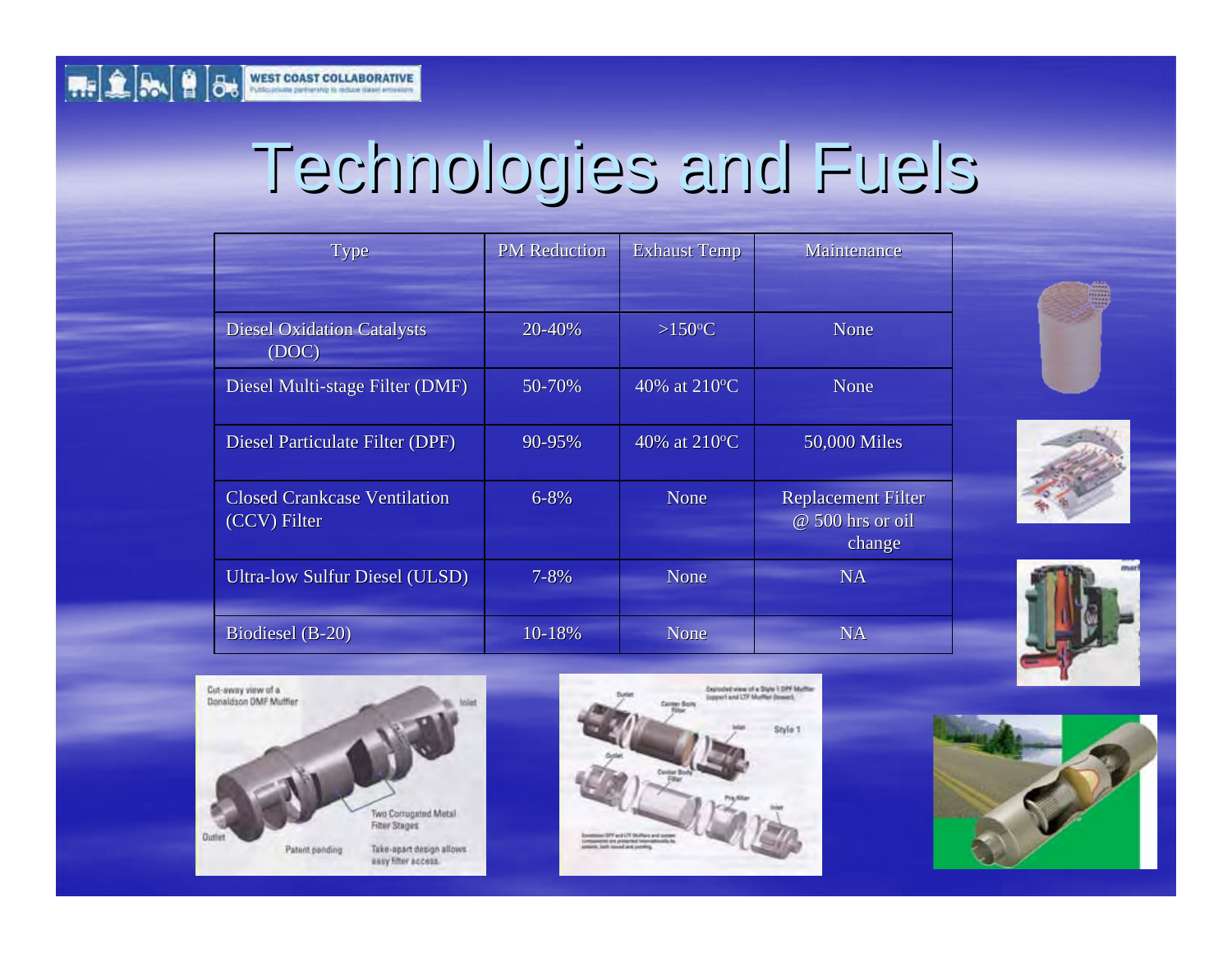# Technologies and Fuels

| Type | PM Reduction | Exhaust Temp | Maintenance |
|---|---|---|---|
| Diesel Oxidation Catalysts (DOC) | 20-40% | >150°C | None |
| Diesel Multi-stage Filter (DMF) | 50-70% | 40% at 210°C | None |
| Diesel Particulate Filter (DPF) | 90-95% | 40% at 210°C | 50,000 Miles |
| Closed Crankcase Ventilation (CCV) Filter | 6-8% | None | Replacement Filter @ 500 hrs or oil change |
| Ultra-low Sulfur Diesel (ULSD) | 7-8% | None | NA |
| Biodiesel (B-20) | 10-18% | None | NA |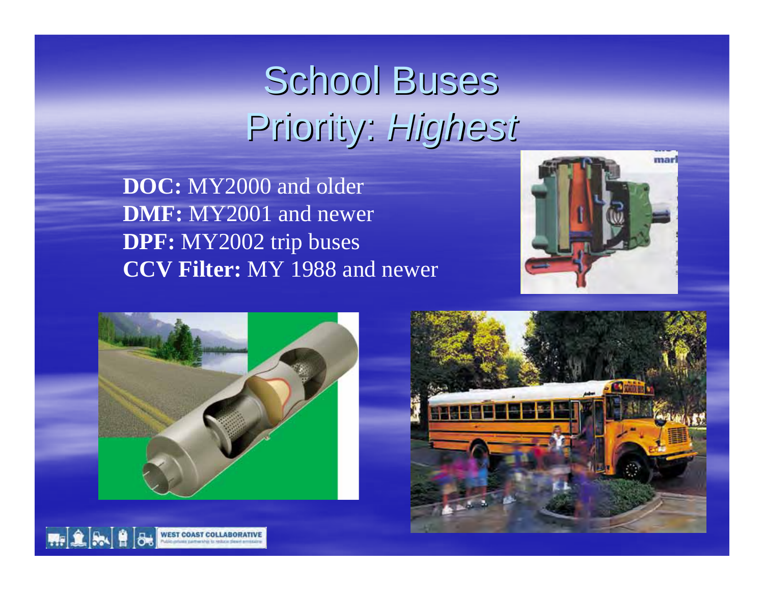# School Buses Priority: *Highest*

**DOC:** MY2000 and older
**DMF:** MY2001 and newer
**DPF:** MY2002 trip buses
**CCV Filter:** MY 1988 and newer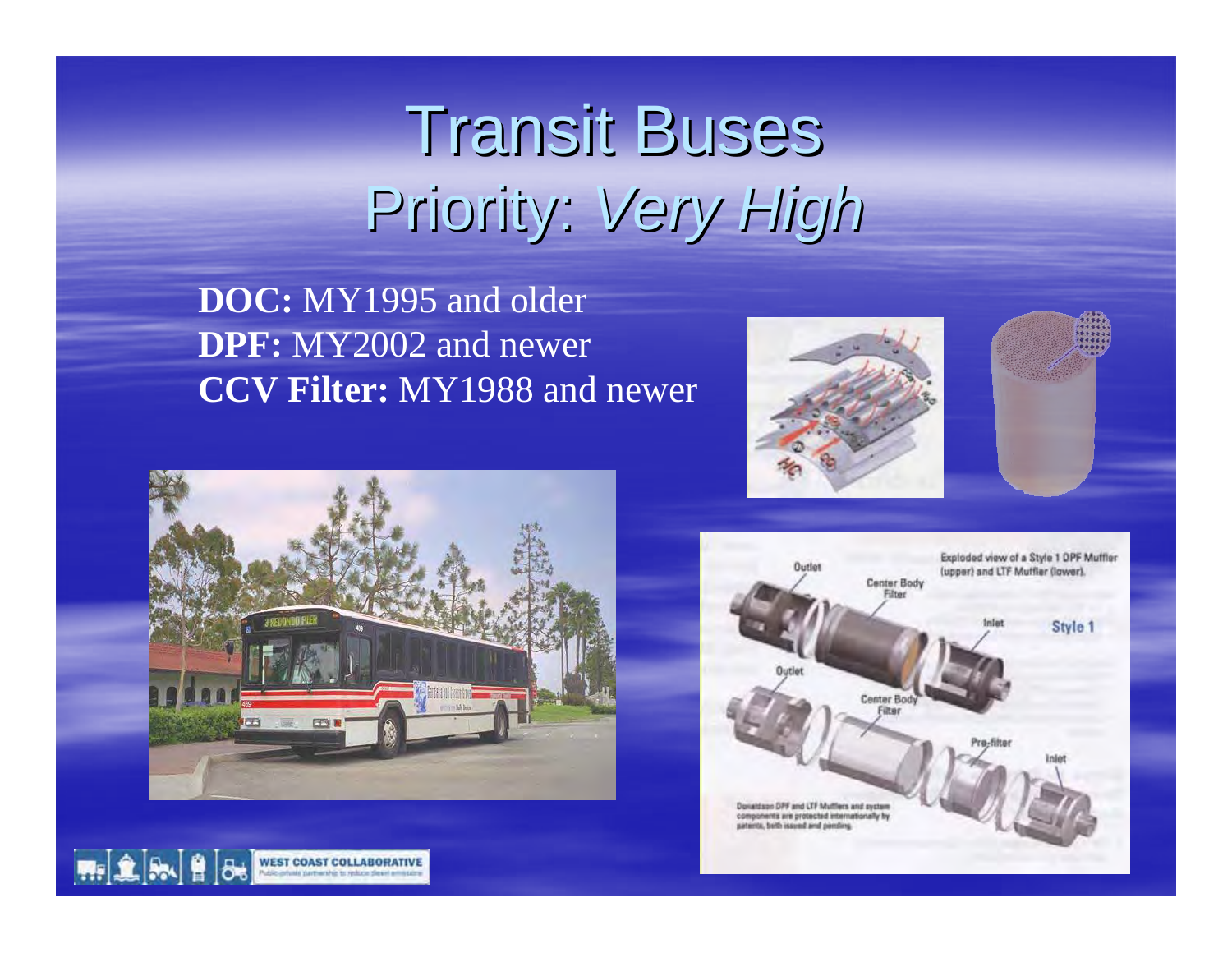# Transit Buses
## Priority: *Very High*

**DOC:** MY1995 and older
**DPF:** MY2002 and newer
**CCV Filter:** MY1988 and newer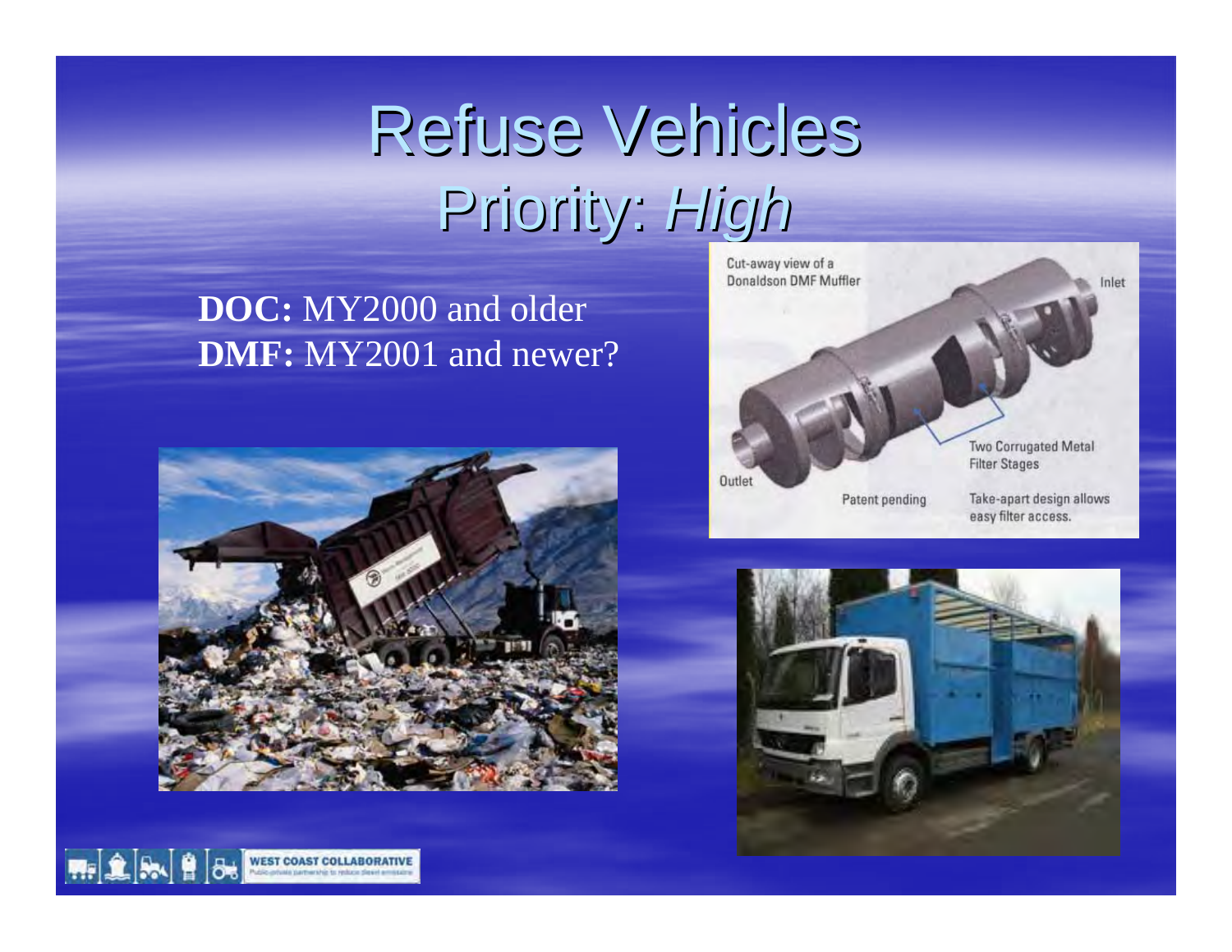# Refuse Vehicles

## Priority: *High*

**DOC:** MY2000 and older
**DMF:** MY2001 and newer?

Cut-away view of a Donaldson DMF Muffler

Inlet

Outlet

Two Corrugated Metal Filter Stages

Patent pending

Take-apart design allows easy filter access.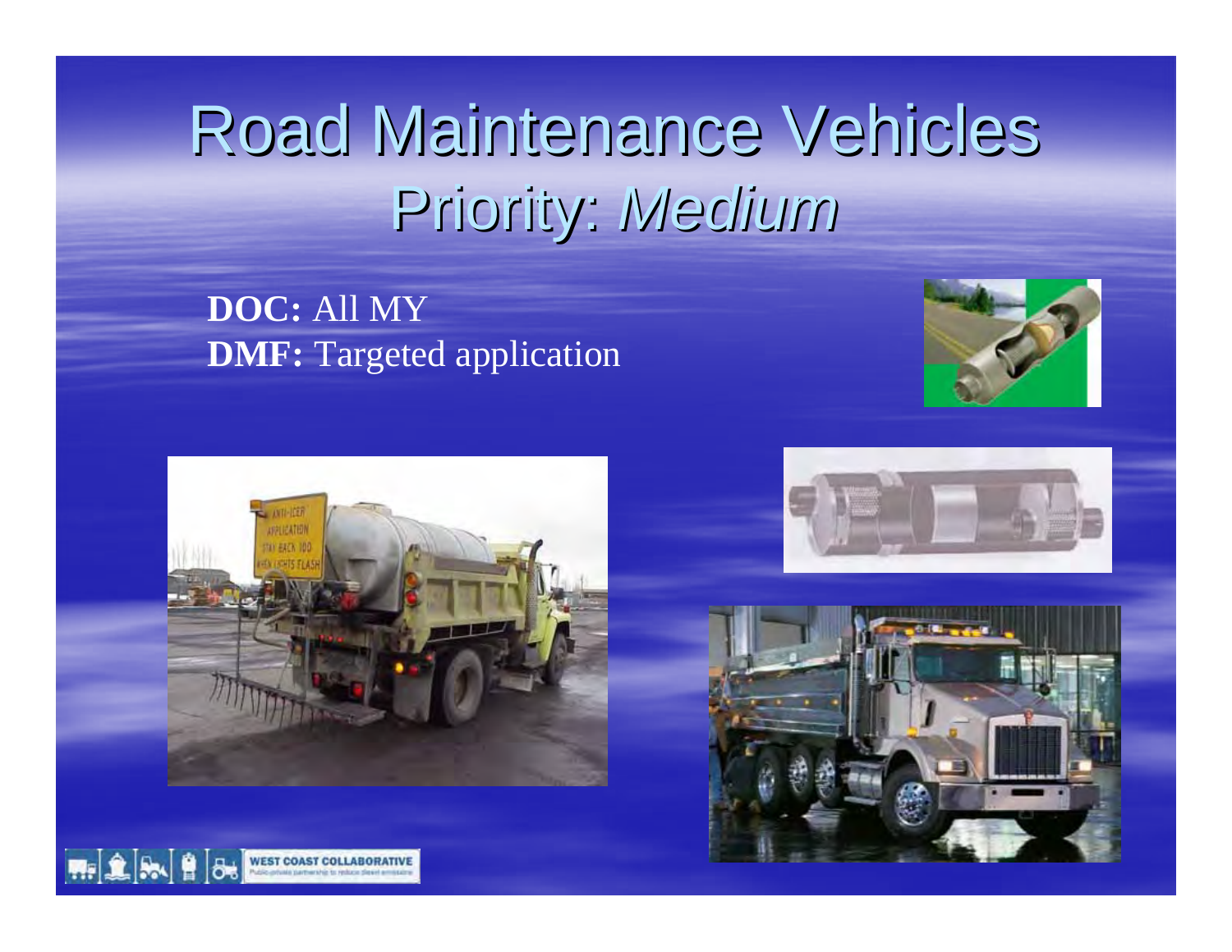# Road Maintenance Vehicles
## Priority: *Medium*

**DOC:** All MY
**DMF:** Targeted application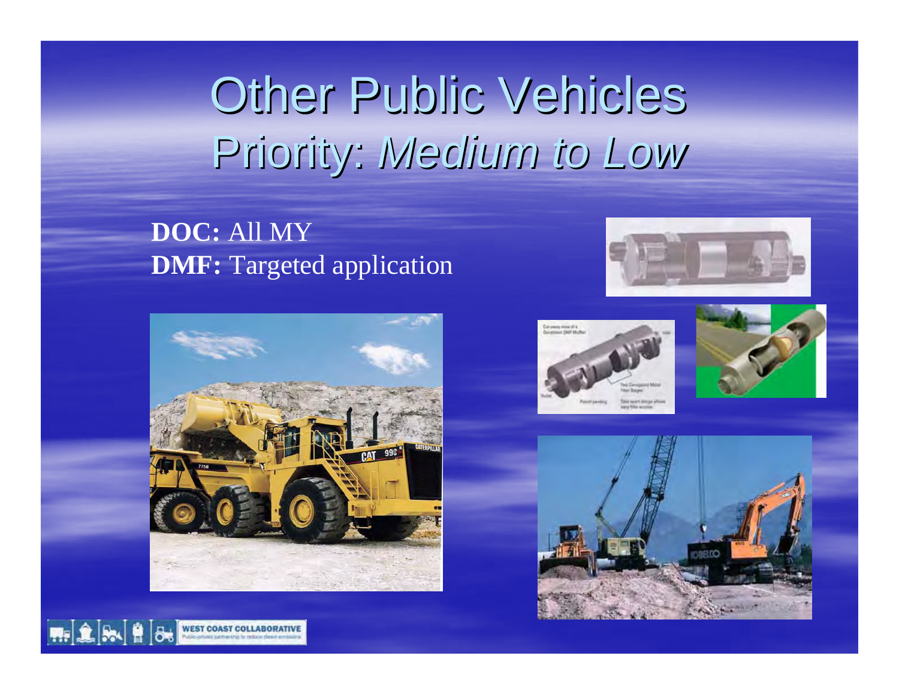# Other Public Vehicles
## Priority: *Medium to Low*

**DOC:** All MY
**DMF:** Targeted application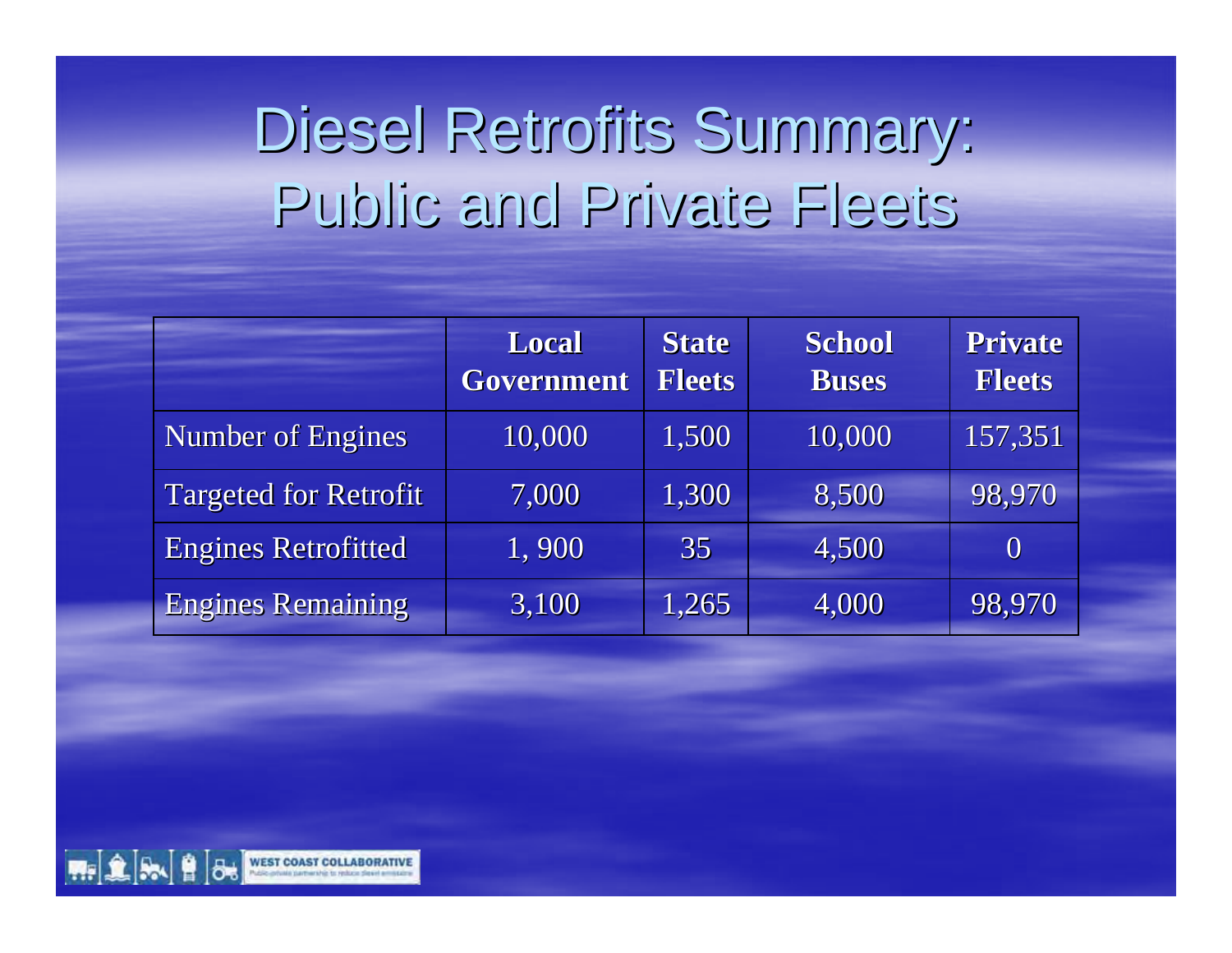# Diesel Retrofits Summary: Public and Private Fleets

| | Local Government | State Fleets | School Buses | Private Fleets |
|---|---|---|---|---|
| Number of Engines | 10,000 | 1,500 | 10,000 | 157,351 |
| Targeted for Retrofit | 7,000 | 1,300 | 8,500 | 98,970 |
| Engines Retrofitted | 1, 900 | 35 | 4,500 | 0 |
| Engines Remaining | 3,100 | 1,265 | 4,000 | 98,970 |

WEST COAST COLLABORATIVE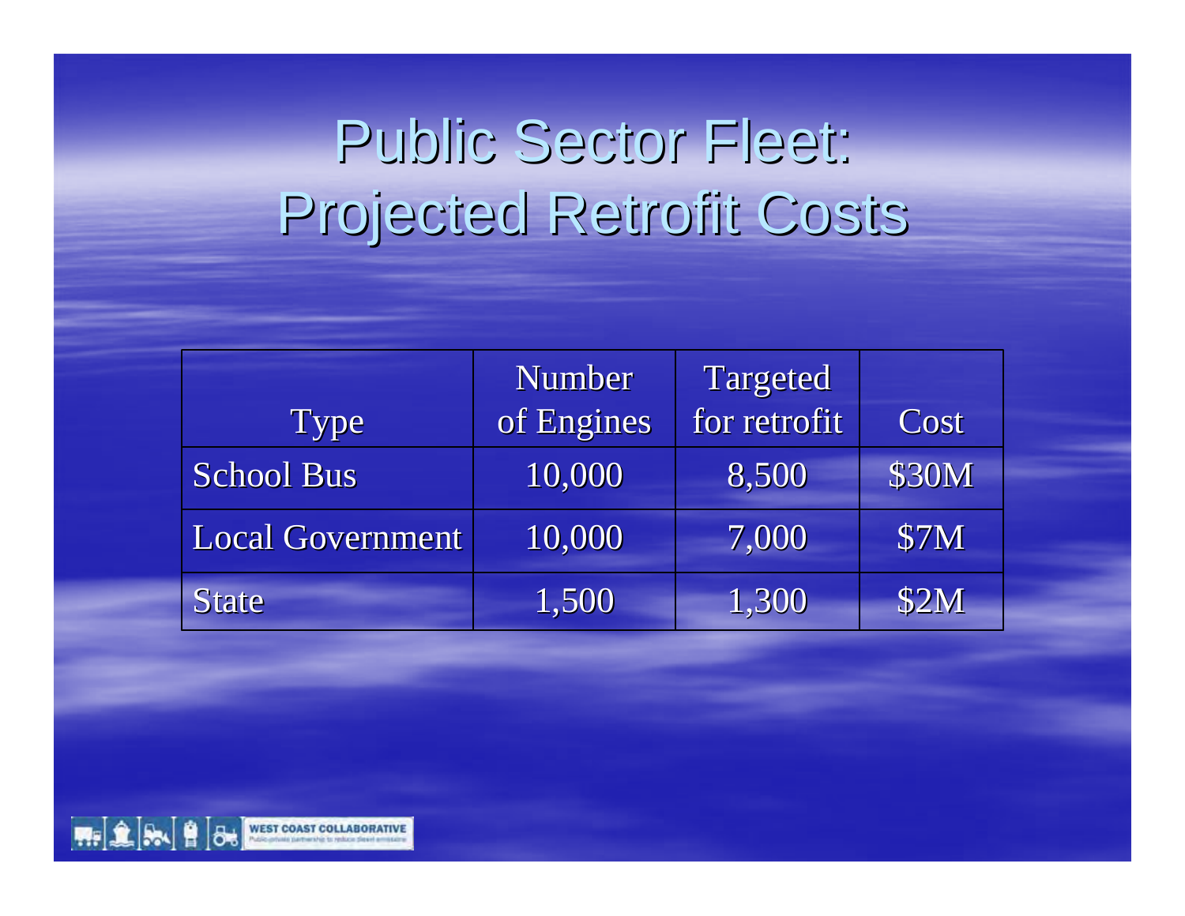# Public Sector Fleet: Projected Retrofit Costs

| Type | Number of Engines | Targeted for retrofit | Cost |
| --- | --- | --- | --- |
| School Bus | 10,000 | 8,500 | $30M |
| Local Government | 10,000 | 7,000 | $7M |
| State | 1,500 | 1,300 | $2M |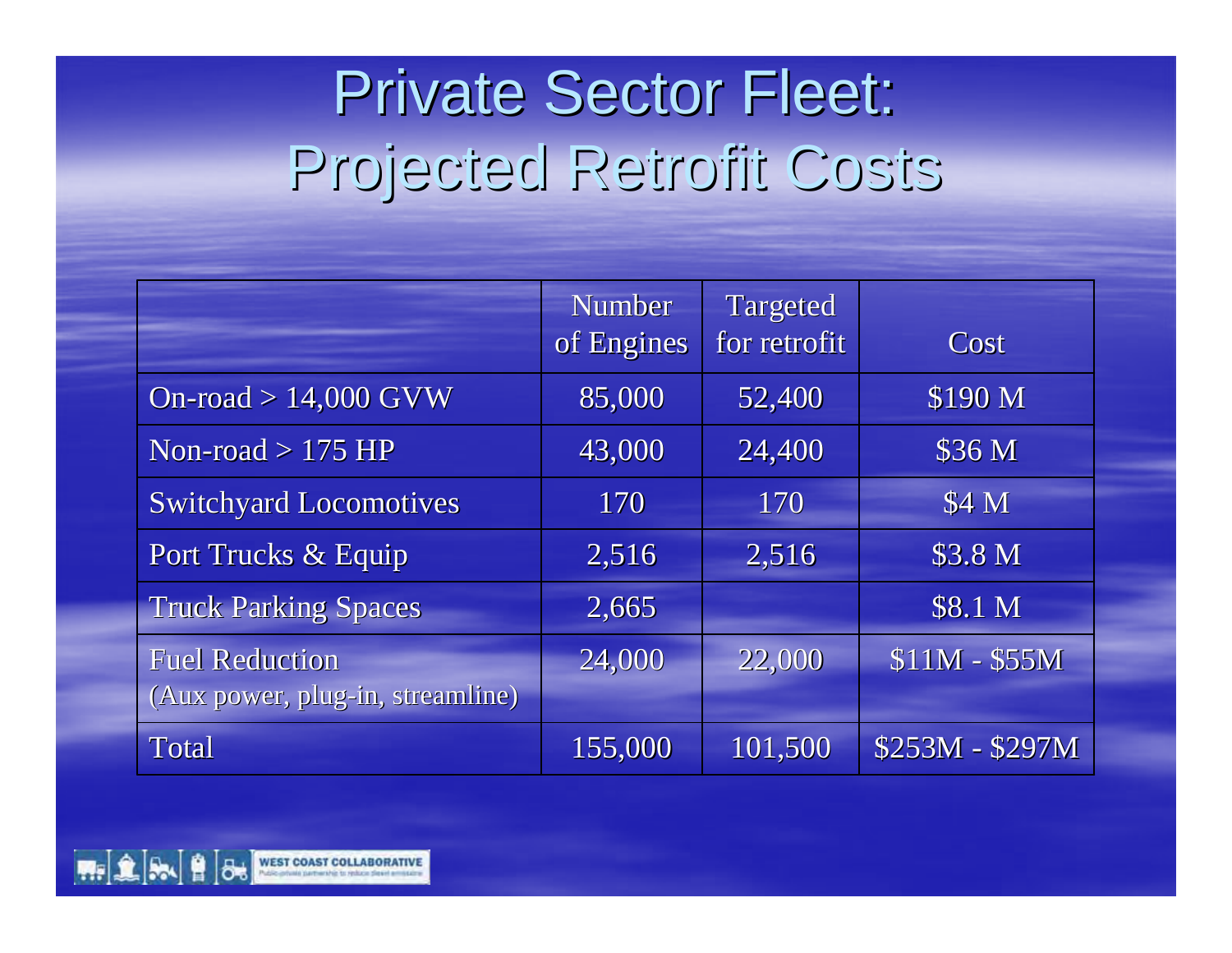# Private Sector Fleet: Projected Retrofit Costs

| | Number of Engines | Targeted for retrofit | Cost |
|---|---|---|---|
| On-road > 14,000 GVW | 85,000 | 52,400 | $190 M |
| Non-road > 175 HP | 43,000 | 24,400 | $36 M |
| Switchyard Locomotives | 170 | 170 | $4 M |
| Port Trucks & Equip | 2,516 | 2,516 | $3.8 M |
| Truck Parking Spaces | 2,665 | | $8.1 M |
| Fuel Reduction (Aux power, plug-in, streamline) | 24,000 | 22,000 | $11M - $55M |
| Total | 155,000 | 101,500 | $253M - $297M |

WEST COAST COLLABORATIVE